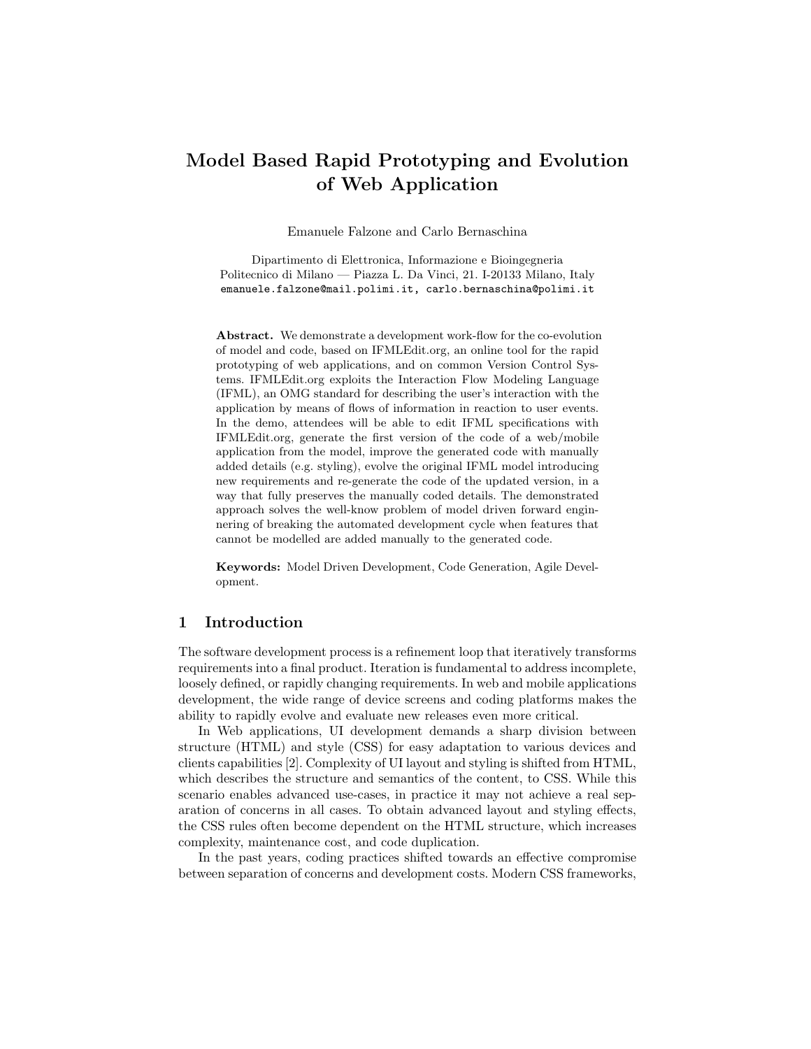# Model Based Rapid Prototyping and Evolution of Web Application

Emanuele Falzone and Carlo Bernaschina

Dipartimento di Elettronica, Informazione e Bioingegneria
Politecnico di Milano — Piazza L. Da Vinci, 21. I-20133 Milano, Italy
emanuele.falzone@mail.polimi.it, carlo.bernaschina@polimi.it

**Abstract.** We demonstrate a development work-flow for the co-evolution of model and code, based on IFMLEdit.org, an online tool for the rapid prototyping of web applications, and on common Version Control Systems. IFMLEdit.org exploits the Interaction Flow Modeling Language (IFML), an OMG standard for describing the user's interaction with the application by means of flows of information in reaction to user events. In the demo, attendees will be able to edit IFML specifications with IFMLEdit.org, generate the first version of the code of a web/mobile application from the model, improve the generated code with manually added details (e.g. styling), evolve the original IFML model introducing new requirements and re-generate the code of the updated version, in a way that fully preserves the manually coded details. The demonstrated approach solves the well-know problem of model driven forward enginnering of breaking the automated development cycle when features that cannot be modelled are added manually to the generated code.

**Keywords:** Model Driven Development, Code Generation, Agile Development.

## 1 Introduction

The software development process is a refinement loop that iteratively transforms requirements into a final product. Iteration is fundamental to address incomplete, loosely defined, or rapidly changing requirements. In web and mobile applications development, the wide range of device screens and coding platforms makes the ability to rapidly evolve and evaluate new releases even more critical.

In Web applications, UI development demands a sharp division between structure (HTML) and style (CSS) for easy adaptation to various devices and clients capabilities [2]. Complexity of UI layout and styling is shifted from HTML, which describes the structure and semantics of the content, to CSS. While this scenario enables advanced use-cases, in practice it may not achieve a real separation of concerns in all cases. To obtain advanced layout and styling effects, the CSS rules often become dependent on the HTML structure, which increases complexity, maintenance cost, and code duplication.

In the past years, coding practices shifted towards an effective compromise between separation of concerns and development costs. Modern CSS frameworks,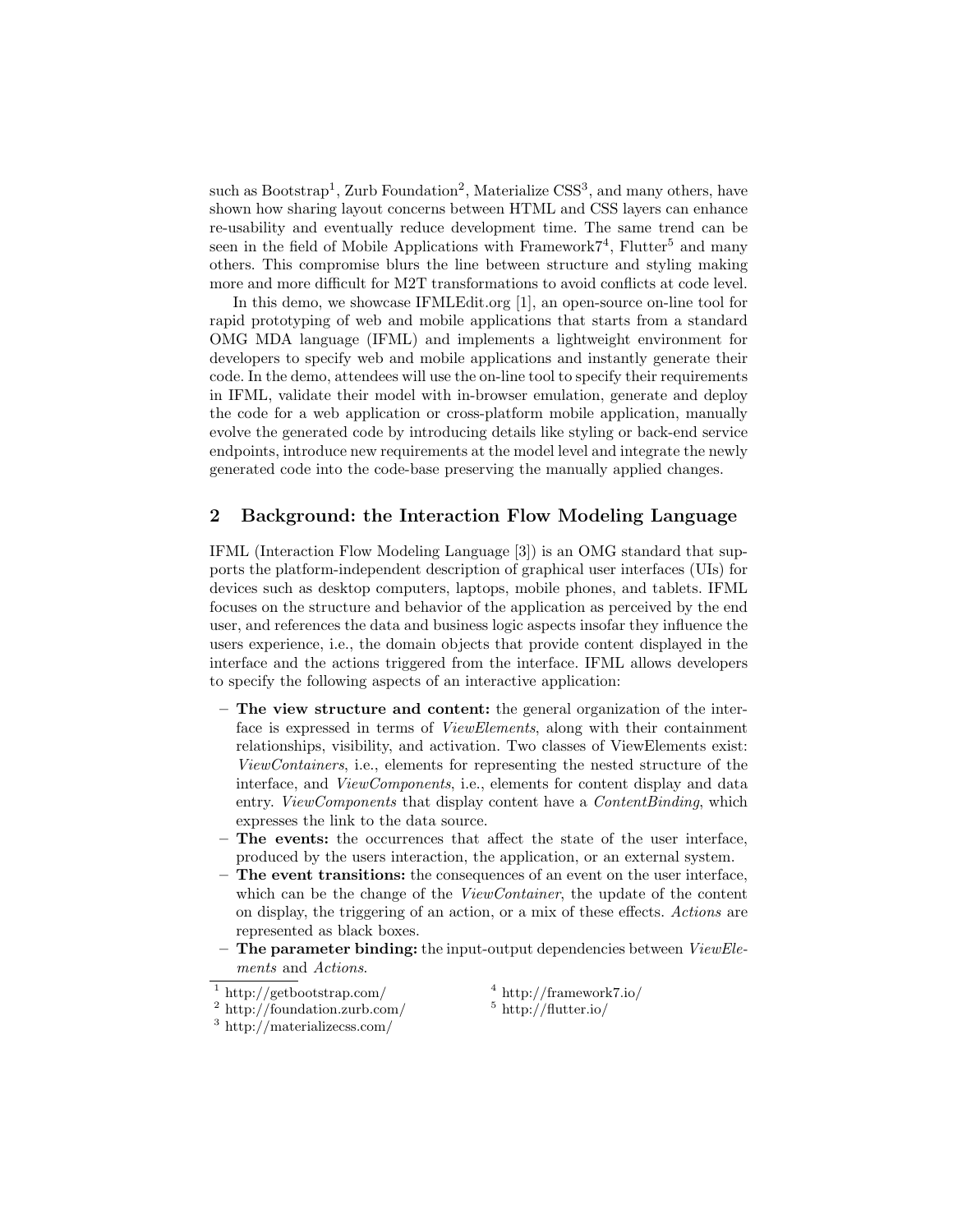such as Bootstrap[1], Zurb Foundation[2], Materialize CSS[3], and many others, have shown how sharing layout concerns between HTML and CSS layers can enhance re-usability and eventually reduce development time. The same trend can be seen in the field of Mobile Applications with Framework7[4], Flutter[5] and many others. This compromise blurs the line between structure and styling making more and more difficult for M2T transformations to avoid conflicts at code level.

In this demo, we showcase IFMLEdit.org [1], an open-source on-line tool for rapid prototyping of web and mobile applications that starts from a standard OMG MDA language (IFML) and implements a lightweight environment for developers to specify web and mobile applications and instantly generate their code. In the demo, attendees will use the on-line tool to specify their requirements in IFML, validate their model with in-browser emulation, generate and deploy the code for a web application or cross-platform mobile application, manually evolve the generated code by introducing details like styling or back-end service endpoints, introduce new requirements at the model level and integrate the newly generated code into the code-base preserving the manually applied changes.

## 2 Background: the Interaction Flow Modeling Language

IFML (Interaction Flow Modeling Language [3]) is an OMG standard that supports the platform-independent description of graphical user interfaces (UIs) for devices such as desktop computers, laptops, mobile phones, and tablets. IFML focuses on the structure and behavior of the application as perceived by the end user, and references the data and business logic aspects insofar they influence the users experience, i.e., the domain objects that provide content displayed in the interface and the actions triggered from the interface. IFML allows developers to specify the following aspects of an interactive application:

- **The view structure and content:** the general organization of the interface is expressed in terms of *ViewElements*, along with their containment relationships, visibility, and activation. Two classes of ViewElements exist: *ViewContainers*, i.e., elements for representing the nested structure of the interface, and *ViewComponents*, i.e., elements for content display and data entry. *ViewComponents* that display content have a *ContentBinding*, which expresses the link to the data source.
- **The events:** the occurrences that affect the state of the user interface, produced by the users interaction, the application, or an external system.
- **The event transitions:** the consequences of an event on the user interface, which can be the change of the *ViewContainer*, the update of the content on display, the triggering of an action, or a mix of these effects. *Actions* are represented as black boxes.
- **The parameter binding:** the input-output dependencies between *ViewElements* and *Actions*.

[1] http://getbootstrap.com/
[2] http://foundation.zurb.com/
[3] http://materializecss.com/
[4] http://framework7.io/
[5] http://flutter.io/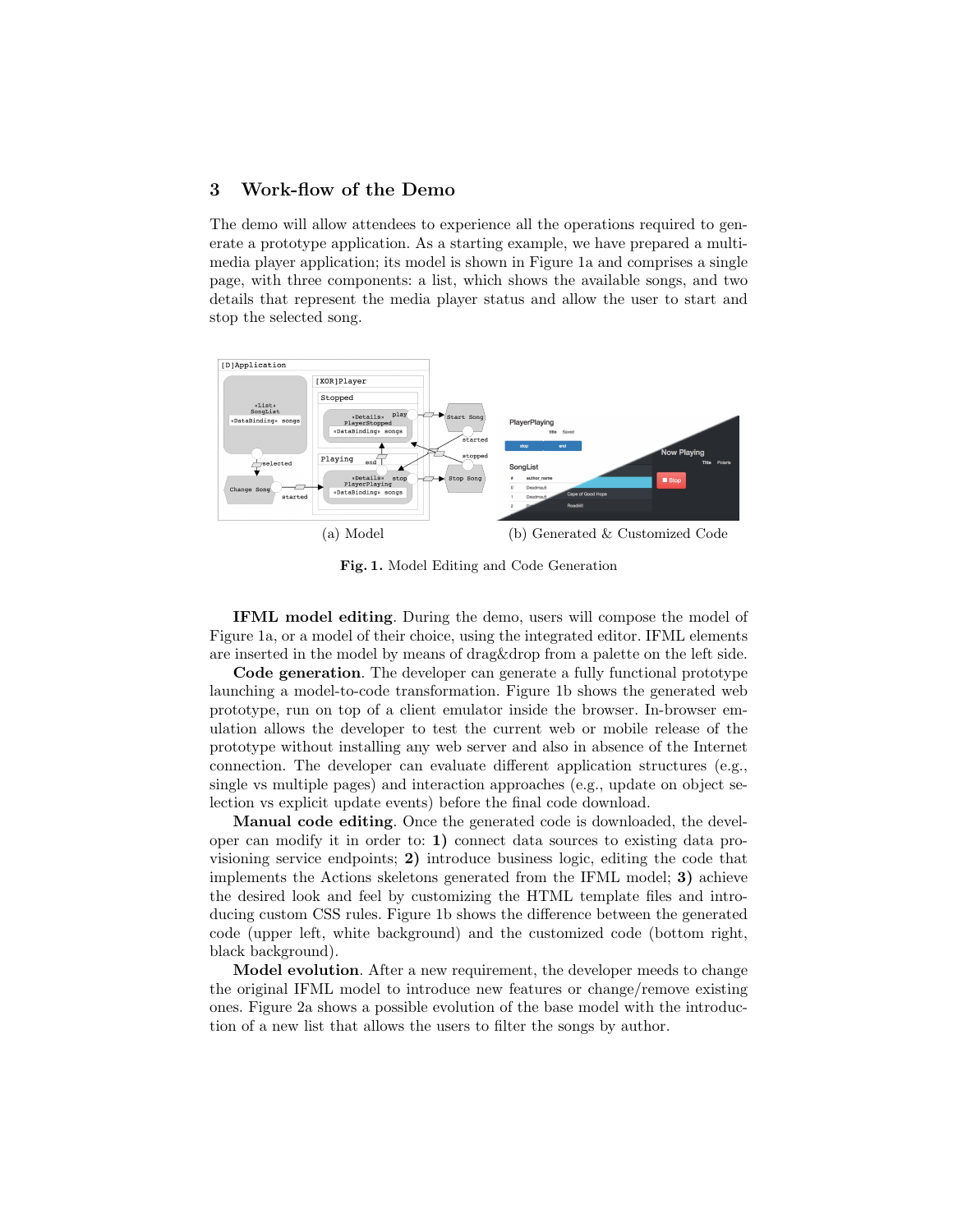## 3 Work-flow of the Demo

The demo will allow attendees to experience all the operations required to generate a prototype application. As a starting example, we have prepared a multimedia player application; its model is shown in Figure 1a and comprises a single page, with three components: a list, which shows the available songs, and two details that represent the media player status and allow the user to start and stop the selected song.

(a) Model (b) Generated & Customized Code

**Fig. 1.** Model Editing and Code Generation

**IFML model editing**. During the demo, users will compose the model of Figure 1a, or a model of their choice, using the integrated editor. IFML elements are inserted in the model by means of drag&drop from a palette on the left side.

**Code generation**. The developer can generate a fully functional prototype launching a model-to-code transformation. Figure 1b shows the generated web prototype, run on top of a client emulator inside the browser. In-browser emulation allows the developer to test the current web or mobile release of the prototype without installing any web server and also in absence of the Internet connection. The developer can evaluate different application structures (e.g., single vs multiple pages) and interaction approaches (e.g., update on object selection vs explicit update events) before the final code download.

**Manual code editing**. Once the generated code is downloaded, the developer can modify it in order to: **1)** connect data sources to existing data provisioning service endpoints; **2)** introduce business logic, editing the code that implements the Actions skeletons generated from the IFML model; **3)** achieve the desired look and feel by customizing the HTML template files and introducing custom CSS rules. Figure 1b shows the difference between the generated code (upper left, white background) and the customized code (bottom right, black background).

**Model evolution**. After a new requirement, the developer meeds to change the original IFML model to introduce new features or change/remove existing ones. Figure 2a shows a possible evolution of the base model with the introduction of a new list that allows the users to filter the songs by author.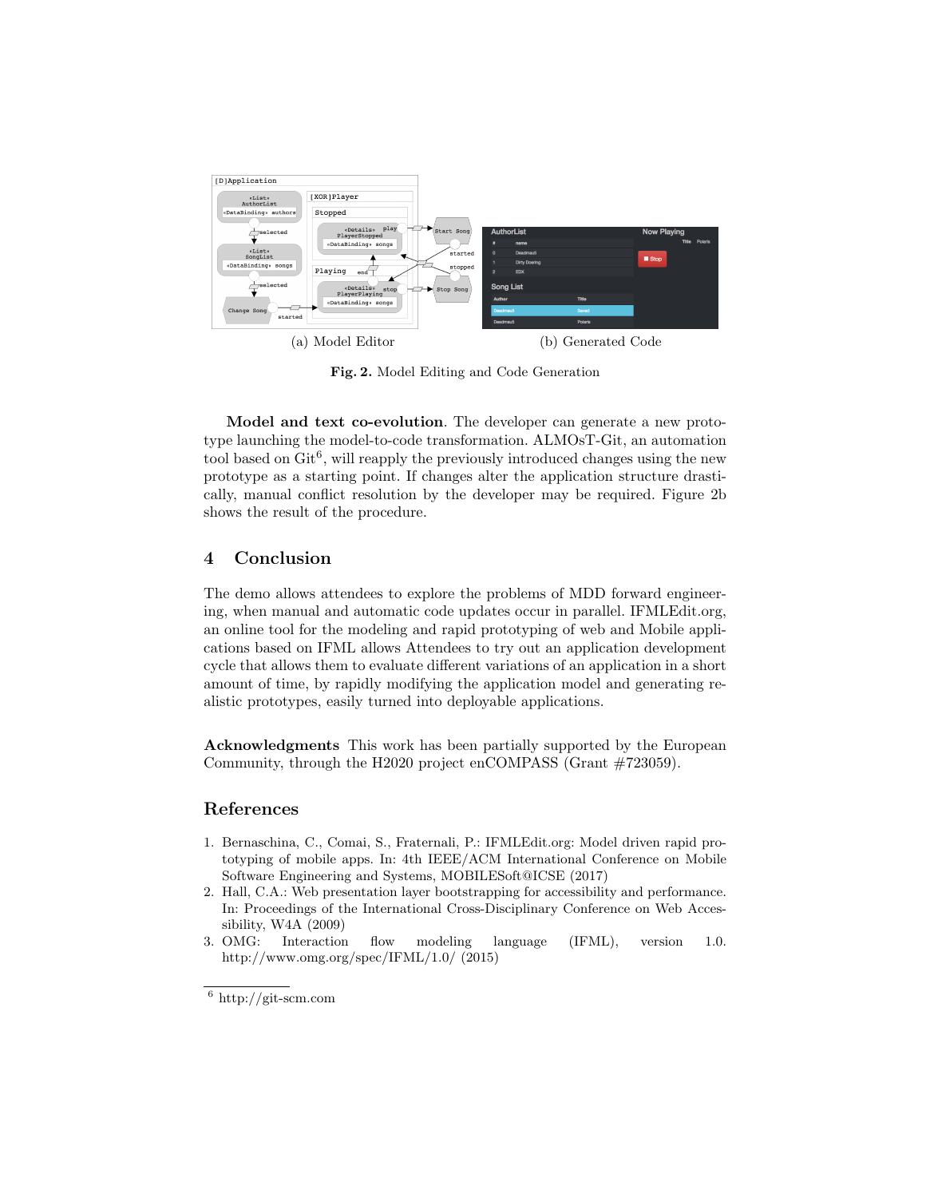(a) Model Editor

(b) Generated Code

**Fig. 2.** Model Editing and Code Generation

**Model and text co-evolution**. The developer can generate a new prototype launching the model-to-code transformation. ALMOsT-Git, an automation tool based on Git[6], will reapply the previously introduced changes using the new prototype as a starting point. If changes alter the application structure drastically, manual conflict resolution by the developer may be required. Figure 2b shows the result of the procedure.

## 4 Conclusion

The demo allows attendees to explore the problems of MDD forward engineering, when manual and automatic code updates occur in parallel. IFMLEdit.org, an online tool for the modeling and rapid prototyping of web and Mobile applications based on IFML allows Attendees to try out an application development cycle that allows them to evaluate different variations of an application in a short amount of time, by rapidly modifying the application model and generating realistic prototypes, easily turned into deployable applications.

**Acknowledgments** This work has been partially supported by the European Community, through the H2020 project enCOMPASS (Grant #723059).

## References

1. Bernaschina, C., Comai, S., Fraternali, P.: IFMLEdit.org: Model driven rapid prototyping of mobile apps. In: 4th IEEE/ACM International Conference on Mobile Software Engineering and Systems, MOBILESoft@ICSE (2017)
2. Hall, C.A.: Web presentation layer bootstrapping for accessibility and performance. In: Proceedings of the International Cross-Disciplinary Conference on Web Accessibility, W4A (2009)
3. OMG: Interaction flow modeling language (IFML), version 1.0. http://www.omg.org/spec/IFML/1.0/ (2015)

[6] http://git-scm.com